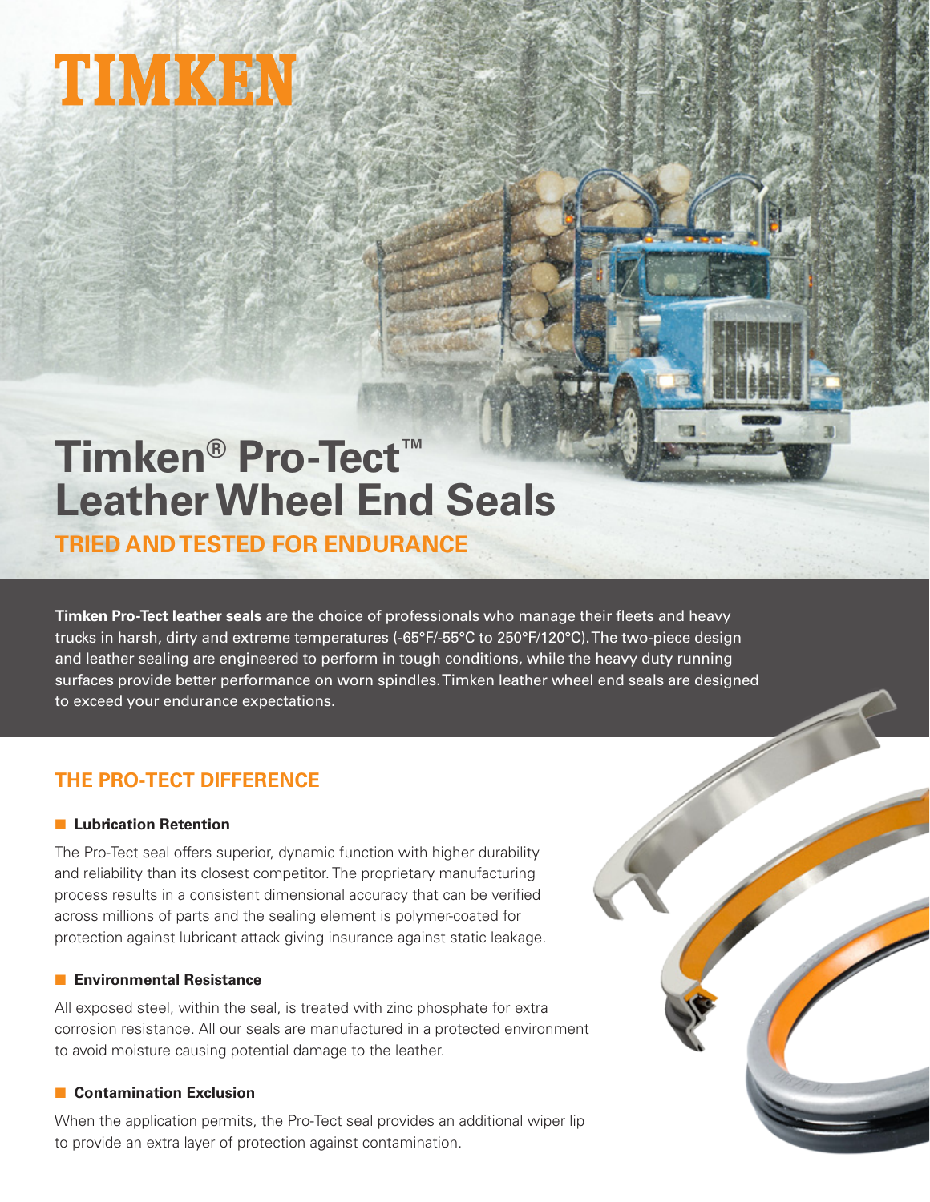TIMKEN

# Timken® Pro-Tect™ Leather Wheel End Seals

## TRIED AND TESTED FOR ENDURANCE

**Timken Pro-Tect leather seals** are the choice of professionals who manage their fleets and heavy trucks in harsh, dirty and extreme temperatures (-65°F/-55°C to 250°F/120°C). The two-piece design and leather sealing are engineered to perform in tough conditions, while the heavy duty running surfaces provide better performance on worn spindles. Timken leather wheel end seals are designed to exceed your endurance expectations.

## THE PRO-TECT DIFFERENCE

### Lubrication Retention

The Pro-Tect seal offers superior, dynamic function with higher durability and reliability than its closest competitor. The proprietary manufacturing process results in a consistent dimensional accuracy that can be verified across millions of parts and the sealing element is polymer-coated for protection against lubricant attack giving insurance against static leakage.

### Environmental Resistance

All exposed steel, within the seal, is treated with zinc phosphate for extra corrosion resistance. All our seals are manufactured in a protected environment to avoid moisture causing potential damage to the leather.

### Contamination Exclusion

When the application permits, the Pro-Tect seal provides an additional wiper lip to provide an extra layer of protection against contamination.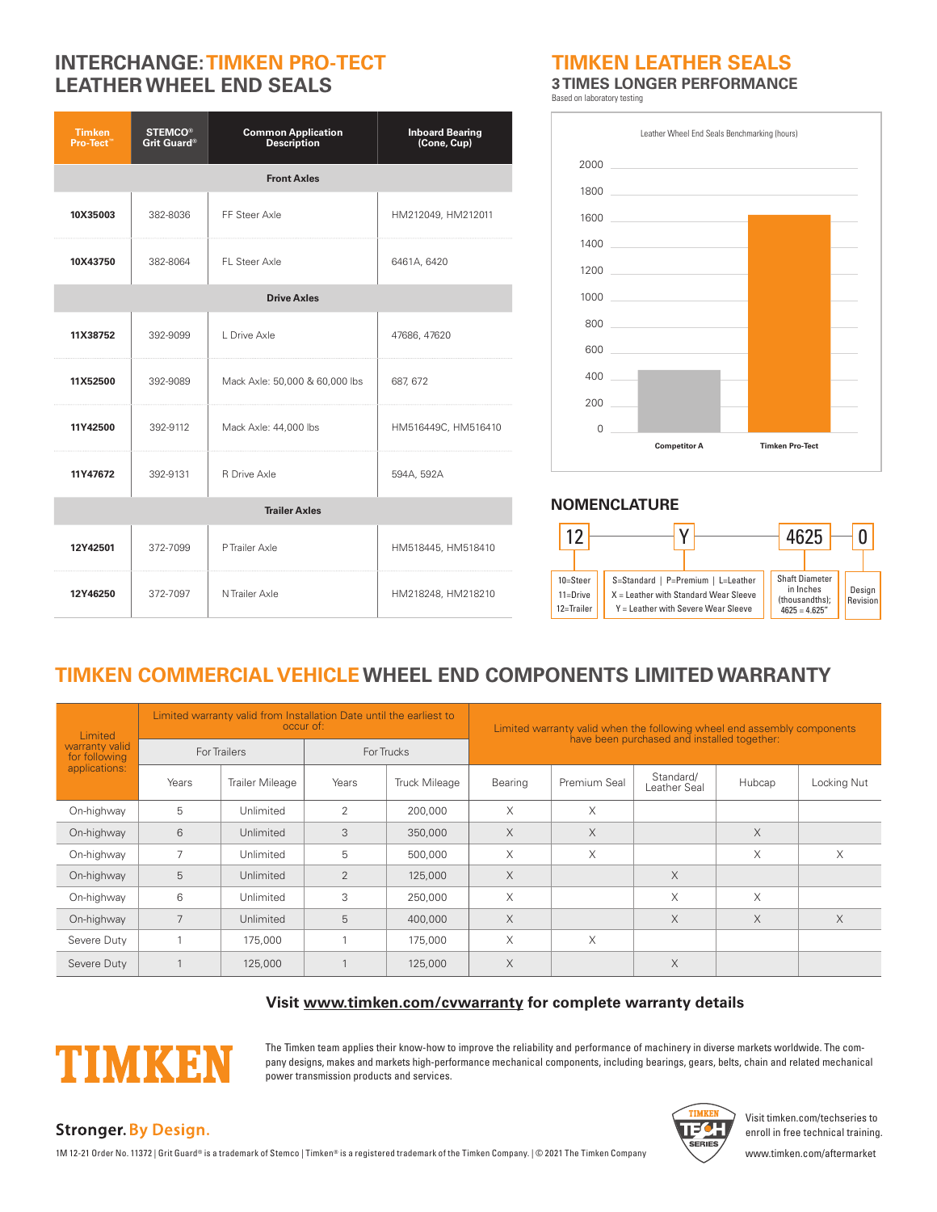# INTERCHANGE: TIMKEN PRO-TECT LEATHER WHEEL END SEALS

| Timken Pro-Tect™ | STEMCO® Grit Guard® | Common Application Description | Inboard Bearing (Cone, Cup) |
|---|---|---|---|
| **Front Axles** | | | |
| **10X35003** | 382-8036 | FF Steer Axle | HM212049, HM212011 |
| **10X43750** | 382-8064 | FL Steer Axle | 6461A, 6420 |
| **Drive Axles** | | | |
| **11X38752** | 392-9099 | L Drive Axle | 47686, 47620 |
| **11X52500** | 392-9089 | Mack Axle: 50,000 & 60,000 lbs | 687, 672 |
| **11Y42500** | 392-9112 | Mack Axle: 44,000 lbs | HM516449C, HM516410 |
| **11Y47672** | 392-9131 | R Drive Axle | 594A, 592A |
| **Trailer Axles** | | | |
| **12Y42501** | 372-7099 | P Trailer Axle | HM518445, HM518410 |
| **12Y46250** | 372-7097 | N Trailer Axle | HM218248, HM218210 |

# TIMKEN LEATHER SEALS

## 3 TIMES LONGER PERFORMANCE

Based on laboratory testing

Leather Wheel End Seals Benchmarking (hours)

2000
1800
1600
1400
1200
1000
800
600
400
200
0

Competitor A
Timken Pro-Tect

## NOMENCLATURE

12 — Y — 4625 — 0

- 12: 10=Steer, 11=Drive, 12=Trailer
- Y: S=Standard | P=Premium | L=Leather; X = Leather with Standard Wear Sleeve; Y = Leather with Severe Wear Sleeve
- 4625: Shaft Diameter in Inches (thousandths); 4625 = 4.625"
- 0: Design Revision

# TIMKEN COMMERCIAL VEHICLE WHEEL END COMPONENTS LIMITED WARRANTY

| Limited warranty valid for following applications: | Limited warranty valid from Installation Date until the earliest to occur of: | | | | Limited warranty valid when the following wheel end assembly components have been purchased and installed together: | | | | |
|---|---|---|---|---|---|---|---|---|---|
| | For Trailers | | For Trucks | | | | | | |
| | Years | Trailer Mileage | Years | Truck Mileage | Bearing | Premium Seal | Standard/ Leather Seal | Hubcap | Locking Nut |
| On-highway | 5 | Unlimited | 2 | 200,000 | X | X | | | |
| On-highway | 6 | Unlimited | 3 | 350,000 | X | X | | X | |
| On-highway | 7 | Unlimited | 5 | 500,000 | X | X | | X | X |
| On-highway | 5 | Unlimited | 2 | 125,000 | X | | X | | |
| On-highway | 6 | Unlimited | 3 | 250,000 | X | | X | X | |
| On-highway | 7 | Unlimited | 5 | 400,000 | X | | X | X | X |
| Severe Duty | 1 | 175,000 | 1 | 175,000 | X | X | | | |
| Severe Duty | 1 | 125,000 | 1 | 125,000 | X | | X | | |

**Visit www.timken.com/cvwarranty for complete warranty details**

TIMKEN

The Timken team applies their know-how to improve the reliability and performance of machinery in diverse markets worldwide. The company designs, makes and markets high-performance mechanical components, including bearings, gears, belts, chain and related mechanical power transmission products and services.

Stronger. By Design.

Visit timken.com/techseries to enroll in free technical training.

www.timken.com/aftermarket

1M 12-21 Order No. 11372 | Grit Guard® is a trademark of Stemco | Timken® is a registered trademark of the Timken Company. | © 2021 The Timken Company